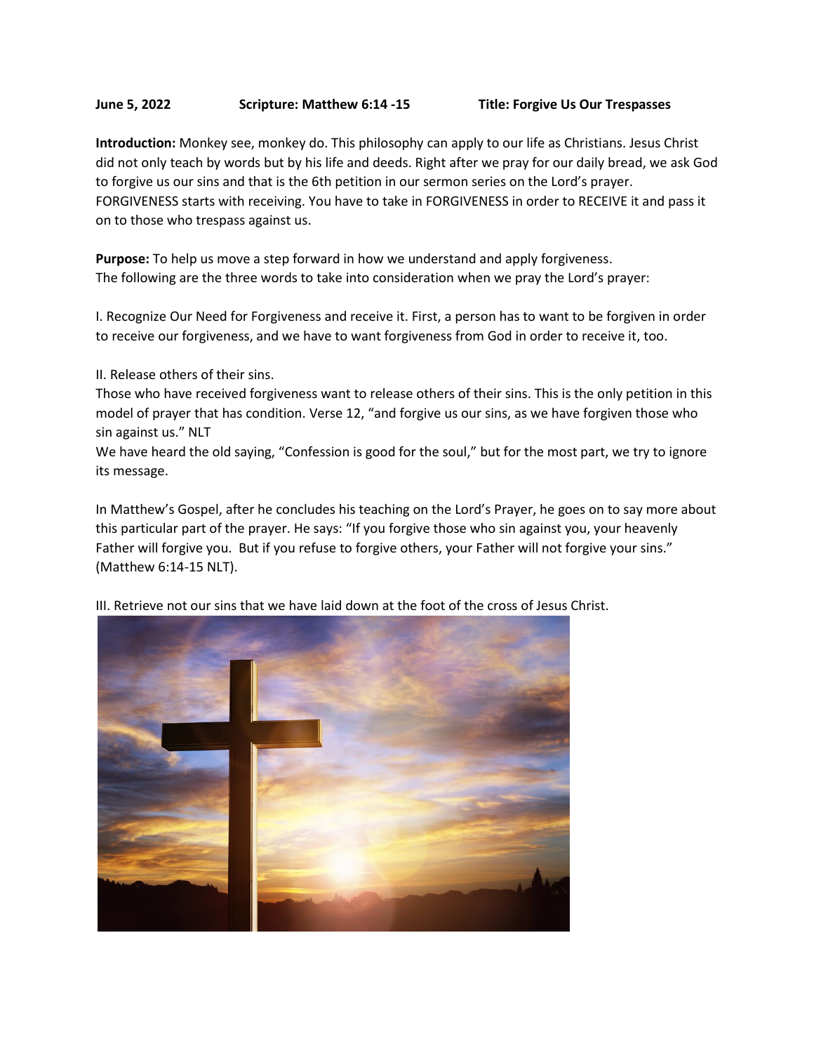**June 5, 2022** **Scripture: Matthew 6:14 -15** **Title: Forgive Us Our Trespasses**

**Introduction:** Monkey see, monkey do. This philosophy can apply to our life as Christians. Jesus Christ did not only teach by words but by his life and deeds. Right after we pray for our daily bread, we ask God to forgive us our sins and that is the 6th petition in our sermon series on the Lord's prayer. FORGIVENESS starts with receiving. You have to take in FORGIVENESS in order to RECEIVE it and pass it on to those who trespass against us.

**Purpose:** To help us move a step forward in how we understand and apply forgiveness.
The following are the three words to take into consideration when we pray the Lord's prayer:

I. Recognize Our Need for Forgiveness and receive it. First, a person has to want to be forgiven in order to receive our forgiveness, and we have to want forgiveness from God in order to receive it, too.

II. Release others of their sins.
Those who have received forgiveness want to release others of their sins. This is the only petition in this model of prayer that has condition. Verse 12, "and forgive us our sins, as we have forgiven those who sin against us." NLT
We have heard the old saying, "Confession is good for the soul," but for the most part, we try to ignore its message.

In Matthew's Gospel, after he concludes his teaching on the Lord's Prayer, he goes on to say more about this particular part of the prayer. He says: "If you forgive those who sin against you, your heavenly Father will forgive you. But if you refuse to forgive others, your Father will not forgive your sins." (Matthew 6:14-15 NLT).

III. Retrieve not our sins that we have laid down at the foot of the cross of Jesus Christ.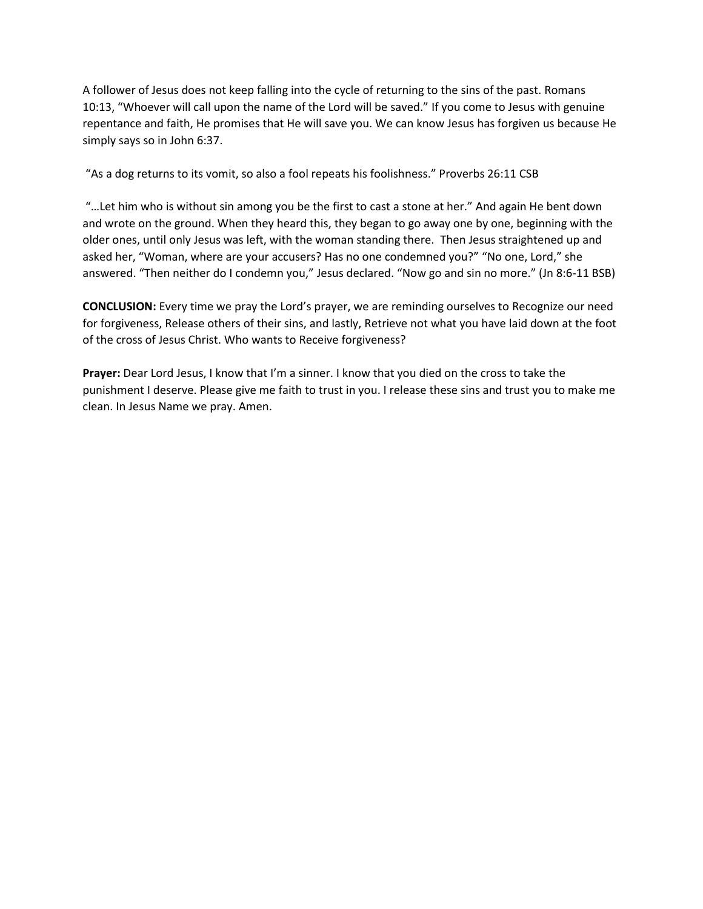A follower of Jesus does not keep falling into the cycle of returning to the sins of the past. Romans 10:13, "Whoever will call upon the name of the Lord will be saved." If you come to Jesus with genuine repentance and faith, He promises that He will save you. We can know Jesus has forgiven us because He simply says so in John 6:37.

"As a dog returns to its vomit, so also a fool repeats his foolishness." Proverbs 26:11 CSB

"…Let him who is without sin among you be the first to cast a stone at her." And again He bent down and wrote on the ground. When they heard this, they began to go away one by one, beginning with the older ones, until only Jesus was left, with the woman standing there. Then Jesus straightened up and asked her, "Woman, where are your accusers? Has no one condemned you?" "No one, Lord," she answered. "Then neither do I condemn you," Jesus declared. "Now go and sin no more." (Jn 8:6-11 BSB)

**CONCLUSION:** Every time we pray the Lord's prayer, we are reminding ourselves to Recognize our need for forgiveness, Release others of their sins, and lastly, Retrieve not what you have laid down at the foot of the cross of Jesus Christ. Who wants to Receive forgiveness?

**Prayer:** Dear Lord Jesus, I know that I'm a sinner. I know that you died on the cross to take the punishment I deserve. Please give me faith to trust in you. I release these sins and trust you to make me clean. In Jesus Name we pray. Amen.